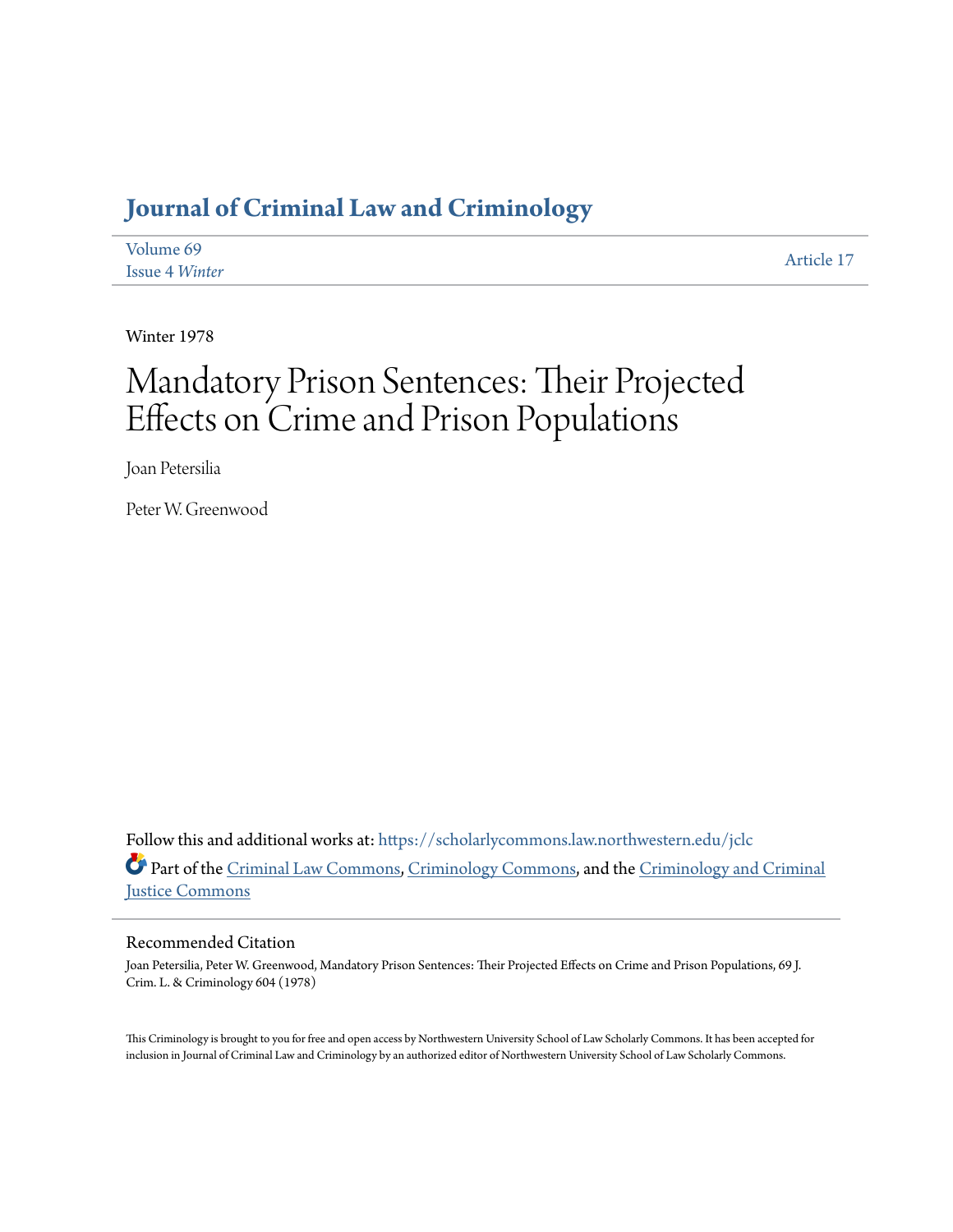# Journal of Criminal Law and Criminology

Volume 69
Issue 4 *Winter*

Article 17

Winter 1978

# Mandatory Prison Sentences: Their Projected Effects on Crime and Prison Populations

Joan Petersilia

Peter W. Greenwood

Follow this and additional works at: https://scholarlycommons.law.northwestern.edu/jclc

Part of the Criminal Law Commons, Criminology Commons, and the Criminology and Criminal Justice Commons

## Recommended Citation

Joan Petersilia, Peter W. Greenwood, Mandatory Prison Sentences: Their Projected Effects on Crime and Prison Populations, 69 J. Crim. L. & Criminology 604 (1978)

This Criminology is brought to you for free and open access by Northwestern University School of Law Scholarly Commons. It has been accepted for inclusion in Journal of Criminal Law and Criminology by an authorized editor of Northwestern University School of Law Scholarly Commons.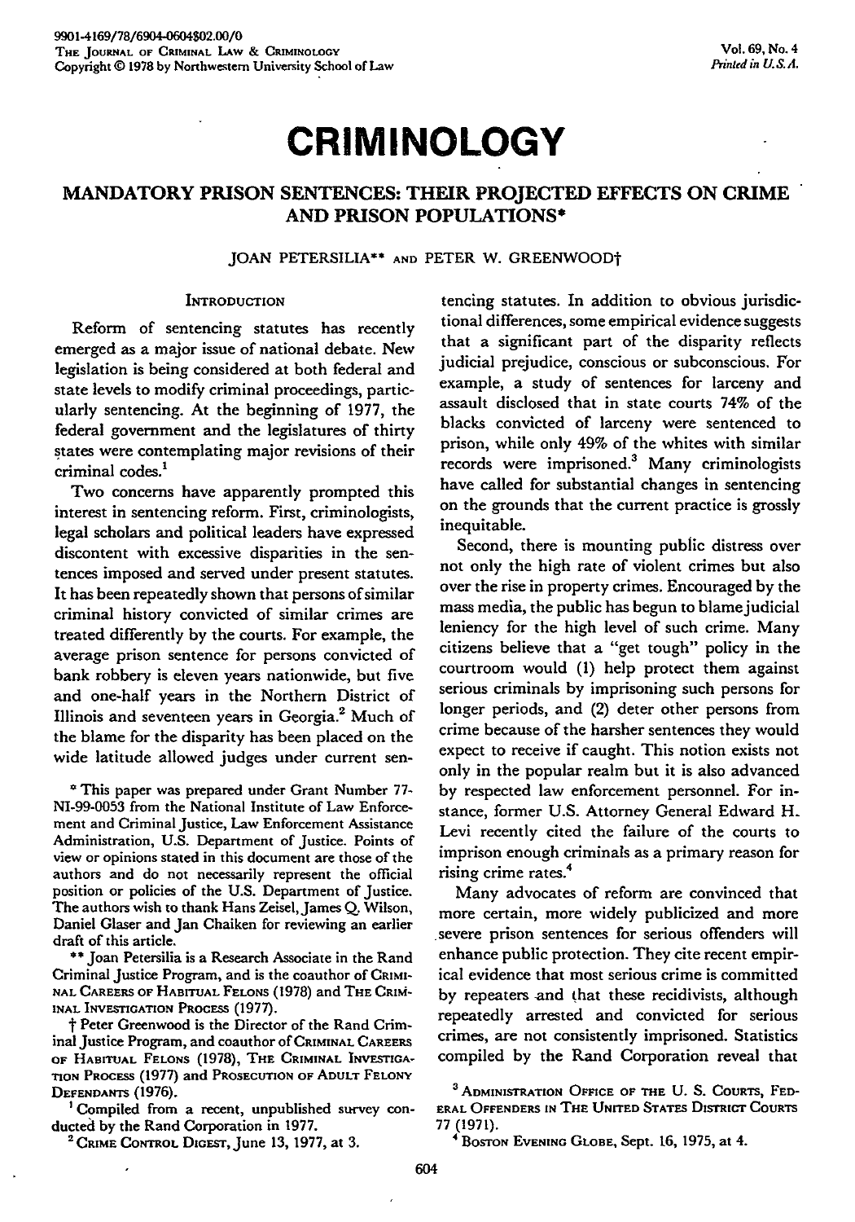# CRIMINOLOGY

## MANDATORY PRISON SENTENCES: THEIR PROJECTED EFFECTS ON CRIME AND PRISON POPULATIONS*

JOAN PETERSILIA** AND PETER W. GREENWOOD†

### INTRODUCTION

Reform of sentencing statutes has recently emerged as a major issue of national debate. New legislation is being considered at both federal and state levels to modify criminal proceedings, particularly sentencing. At the beginning of 1977, the federal government and the legislatures of thirty states were contemplating major revisions of their criminal codes.[1]

Two concerns have apparently prompted this interest in sentencing reform. First, criminologists, legal scholars and political leaders have expressed discontent with excessive disparities in the sentences imposed and served under present statutes. It has been repeatedly shown that persons of similar criminal history convicted of similar crimes are treated differently by the courts. For example, the average prison sentence for persons convicted of bank robbery is eleven years nationwide, but five and one-half years in the Northern District of Illinois and seventeen years in Georgia.[2] Much of the blame for the disparity has been placed on the wide latitude allowed judges under current sentencing statutes. In addition to obvious jurisdictional differences, some empirical evidence suggests that a significant part of the disparity reflects judicial prejudice, conscious or subconscious. For example, a study of sentences for larceny and assault disclosed that in state courts 74% of the blacks convicted of larceny were sentenced to prison, while only 49% of the whites with similar records were imprisoned.[3] Many criminologists have called for substantial changes in sentencing on the grounds that the current practice is grossly inequitable.

Second, there is mounting public distress over not only the high rate of violent crimes but also over the rise in property crimes. Encouraged by the mass media, the public has begun to blame judicial leniency for the high level of such crime. Many citizens believe that a "get tough" policy in the courtroom would (1) help protect them against serious criminals by imprisoning such persons for longer periods, and (2) deter other persons from crime because of the harsher sentences they would expect to receive if caught. This notion exists not only in the popular realm but it is also advanced by respected law enforcement personnel. For instance, former U.S. Attorney General Edward H. Levi recently cited the failure of the courts to imprison enough criminals as a primary reason for rising crime rates.[4]

Many advocates of reform are convinced that more certain, more widely publicized and more severe prison sentences for serious offenders will enhance public protection. They cite recent empirical evidence that most serious crime is committed by repeaters and that these recidivists, although repeatedly arrested and convicted for serious crimes, are not consistently imprisoned. Statistics compiled by the Rand Corporation reveal that

---

\* This paper was prepared under Grant Number 77-NI-99-0053 from the National Institute of Law Enforcement and Criminal Justice, Law Enforcement Assistance Administration, U.S. Department of Justice. Points of view or opinions stated in this document are those of the authors and do not necessarily represent the official position or policies of the U.S. Department of Justice. The authors wish to thank Hans Zeisel, James Q. Wilson, Daniel Glaser and Jan Chaiken for reviewing an earlier draft of this article.

\*\* Joan Petersilia is a Research Associate in the Rand Criminal Justice Program, and is the coauthor of CRIMINAL CAREERS OF HABITUAL FELONS (1978) and THE CRIMINAL INVESTIGATION PROCESS (1977).

† Peter Greenwood is the Director of the Rand Criminal Justice Program, and coauthor of CRIMINAL CAREERS OF HABITUAL FELONS (1978), THE CRIMINAL INVESTIGATION PROCESS (1977) and PROSECUTION OF ADULT FELONY DEFENDANTS (1976).

[1] Compiled from a recent, unpublished survey conducted by the Rand Corporation in 1977.

[2] CRIME CONTROL DIGEST, June 13, 1977, at 3.

[3] ADMINISTRATION OFFICE OF THE U. S. COURTS, FEDERAL OFFENDERS IN THE UNITED STATES DISTRICT COURTS 77 (1971).

[4] BOSTON EVENING GLOBE, Sept. 16, 1975, at 4.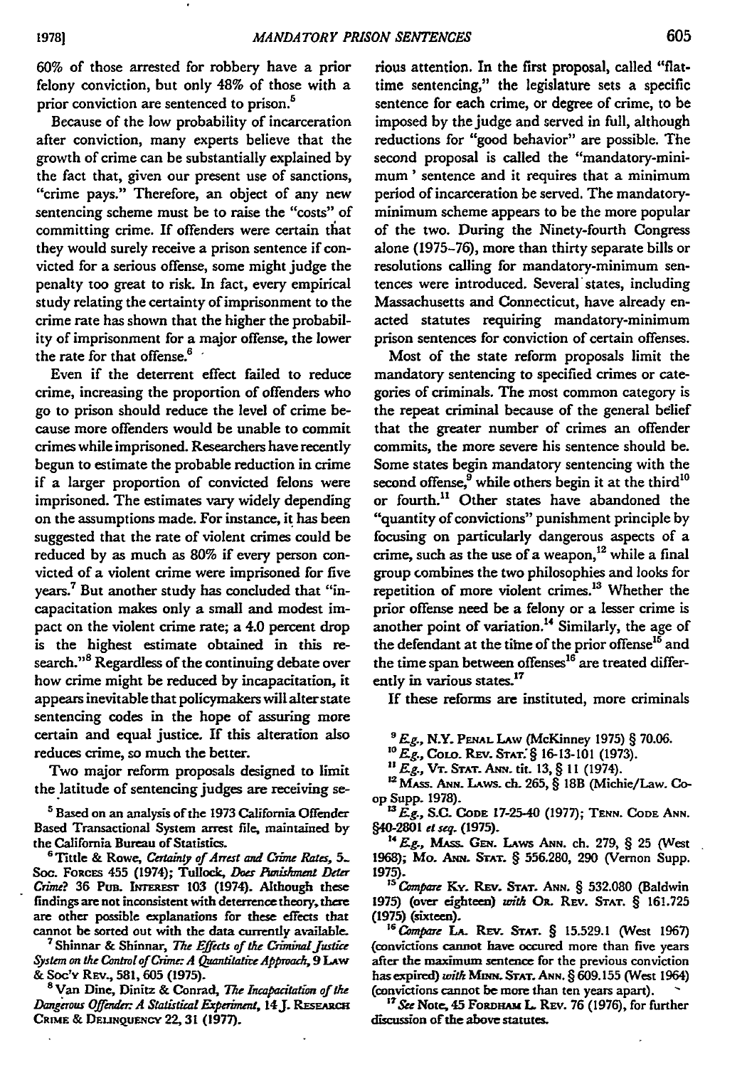60% of those arrested for robbery have a prior felony conviction, but only 48% of those with a prior conviction are sentenced to prison.[5]

Because of the low probability of incarceration after conviction, many experts believe that the growth of crime can be substantially explained by the fact that, given our present use of sanctions, "crime pays." Therefore, an object of any new sentencing scheme must be to raise the "costs" of committing crime. If offenders were certain that they would surely receive a prison sentence if convicted for a serious offense, some might judge the penalty too great to risk. In fact, every empirical study relating the certainty of imprisonment to the crime rate has shown that the higher the probability of imprisonment for a major offense, the lower the rate for that offense.[6]

Even if the deterrent effect failed to reduce crime, increasing the proportion of offenders who go to prison should reduce the level of crime because more offenders would be unable to commit crimes while imprisoned. Researchers have recently begun to estimate the probable reduction in crime if a larger proportion of convicted felons were imprisoned. The estimates vary widely depending on the assumptions made. For instance, it has been suggested that the rate of violent crimes could be reduced by as much as 80% if every person convicted of a violent crime were imprisoned for five years.[7] But another study has concluded that "incapacitation makes only a small and modest impact on the violent crime rate; a 4.0 percent drop is the highest estimate obtained in this research."[8] Regardless of the continuing debate over how crime might be reduced by incapacitation, it appears inevitable that policymakers will alter state sentencing codes in the hope of assuring more certain and equal justice. If this alteration also reduces crime, so much the better.

Two major reform proposals designed to limit the latitude of sentencing judges are receiving serious attention. In the first proposal, called "flat-time sentencing," the legislature sets a specific sentence for each crime, or degree of crime, to be imposed by the judge and served in full, although reductions for "good behavior" are possible. The second proposal is called the "mandatory-minimum' sentence and it requires that a minimum period of incarceration be served. The mandatory-minimum scheme appears to be the more popular of the two. During the Ninety-fourth Congress alone (1975-76), more than thirty separate bills or resolutions calling for mandatory-minimum sentences were introduced. Several states, including Massachusetts and Connecticut, have already enacted statutes requiring mandatory-minimum prison sentences for conviction of certain offenses.

Most of the state reform proposals limit the mandatory sentencing to specified crimes or categories of criminals. The most common category is the repeat criminal because of the general belief that the greater number of crimes an offender commits, the more severe his sentence should be. Some states begin mandatory sentencing with the second offense,[9] while others begin it at the third[10] or fourth.[11] Other states have abandoned the "quantity of convictions" punishment principle by focusing on particularly dangerous aspects of a crime, such as the use of a weapon,[12] while a final group combines the two philosophies and looks for repetition of more violent crimes.[13] Whether the prior offense need be a felony or a lesser crime is another point of variation.[14] Similarly, the age of the defendant at the time of the prior offense[15] and the time span between offenses[16] are treated differently in various states.[17]

If these reforms are instituted, more criminals

---

[5] Based on an analysis of the 1973 California Offender Based Transactional System arrest file, maintained by the California Bureau of Statistics.

[6] Tittle & Rowe, *Certainty of Arrest and Crime Rates*, 5. Soc. Forces 455 (1974); Tullock, *Does Punishment Deter Crime?* 36 Pub. Interest 103 (1974). Although these findings are not inconsistent with deterrence theory, there are other possible explanations for these effects that cannot be sorted out with the data currently available.

[7] Shinnar & Shinnar, *The Effects of the Criminal Justice System on the Control of Crime: A Quantitative Approach*, 9 Law & Soc'y Rev., 581, 605 (1975).

[8] Van Dine, Dinitz & Conrad, *The Incapacitation of the Dangerous Offender: A Statistical Experiment*, 14 J. Research Crime & Delinquency 22, 31 (1977).

[9] *E.g.*, N.Y. Penal Law (McKinney 1975) § 70.06.

[10] *E.g.*, Colo. Rev. Stat. § 16-13-101 (1973).

[11] *E.g.*, Vt. Stat. Ann. tit. 13, § 11 (1974).

[12] Mass. Ann. Laws. ch. 265, § 18B (Michie/Law. Co-op Supp. 1978).

[13] *E.g.*, S.C. Code 17-25-40 (1977); Tenn. Code Ann. §40-2801 *et seq.* (1975).

[14] *E.g.*, Mass. Gen. Laws Ann. ch. 279, § 25 (West 1968); Mo. Ann. Stat. § 556.280, 290 (Vernon Supp. 1975).

[15] *Compare* Ky. Rev. Stat. Ann. § 532.080 (Baldwin 1975) (over eighteen) *with* Or. Rev. Stat. § 161.725 (1975) (sixteen).

[16] *Compare* La. Rev. Stat. § 15.529.1 (West 1967) (convictions cannot have occured more than five years after the maximum sentence for the previous conviction has expired) *with* Minn. Stat. Ann. § 609.155 (West 1964) (convictions cannot be more than ten years apart).

[17] *See* Note, 45 Fordham L. Rev. 76 (1976), for further discussion of the above statutes.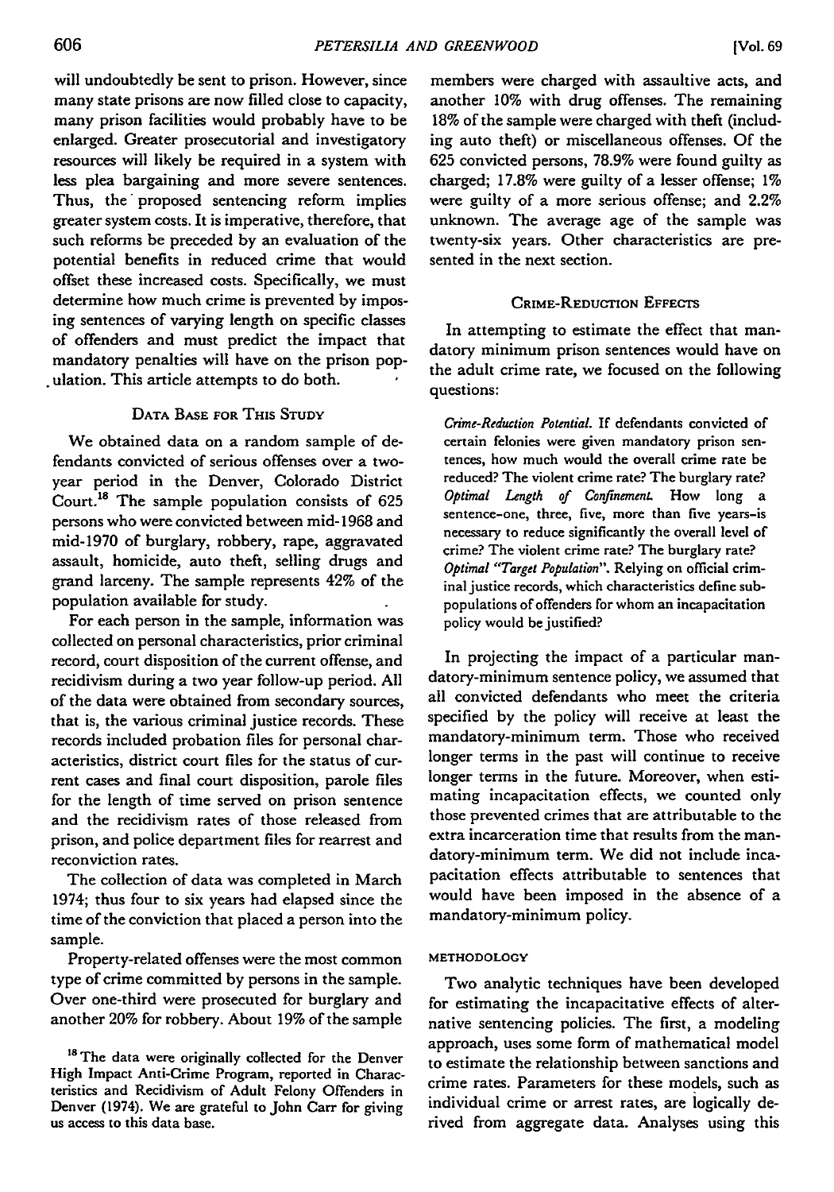will undoubtedly be sent to prison. However, since many state prisons are now filled close to capacity, many prison facilities would probably have to be enlarged. Greater prosecutorial and investigatory resources will likely be required in a system with less plea bargaining and more severe sentences. Thus, the proposed sentencing reform implies greater system costs. It is imperative, therefore, that such reforms be preceded by an evaluation of the potential benefits in reduced crime that would offset these increased costs. Specifically, we must determine how much crime is prevented by imposing sentences of varying length on specific classes of offenders and must predict the impact that mandatory penalties will have on the prison population. This article attempts to do both.

## Data Base for This Study

We obtained data on a random sample of defendants convicted of serious offenses over a two-year period in the Denver, Colorado District Court.[18] The sample population consists of 625 persons who were convicted between mid-1968 and mid-1970 of burglary, robbery, rape, aggravated assault, homicide, auto theft, selling drugs and grand larceny. The sample represents 42% of the population available for study.

For each person in the sample, information was collected on personal characteristics, prior criminal record, court disposition of the current offense, and recidivism during a two year follow-up period. All of the data were obtained from secondary sources, that is, the various criminal justice records. These records included probation files for personal characteristics, district court files for the status of current cases and final court disposition, parole files for the length of time served on prison sentence and the recidivism rates of those released from prison, and police department files for rearrest and reconviction rates.

The collection of data was completed in March 1974; thus four to six years had elapsed since the time of the conviction that placed a person into the sample.

Property-related offenses were the most common type of crime committed by persons in the sample. Over one-third were prosecuted for burglary and another 20% for robbery. About 19% of the sample members were charged with assaultive acts, and another 10% with drug offenses. The remaining 18% of the sample were charged with theft (including auto theft) or miscellaneous offenses. Of the 625 convicted persons, 78.9% were found guilty as charged; 17.8% were guilty of a lesser offense; 1% were guilty of a more serious offense; and 2.2% unknown. The average age of the sample was twenty-six years. Other characteristics are presented in the next section.

## Crime-Reduction Effects

In attempting to estimate the effect that mandatory minimum prison sentences would have on the adult crime rate, we focused on the following questions:

> *Crime-Reduction Potential.* If defendants convicted of certain felonies were given mandatory prison sentences, how much would the overall crime rate be reduced? The violent crime rate? The burglary rate? *Optimal Length of Confinement.* How long a sentence-one, three, five, more than five years-is necessary to reduce significantly the overall level of crime? The violent crime rate? The burglary rate? *Optimal "Target Population".* Relying on official criminal justice records, which characteristics define subpopulations of offenders for whom an incapacitation policy would be justified?

In projecting the impact of a particular mandatory-minimum sentence policy, we assumed that all convicted defendants who meet the criteria specified by the policy will receive at least the mandatory-minimum term. Those who received longer terms in the past will continue to receive longer terms in the future. Moreover, when estimating incapacitation effects, we counted only those prevented crimes that are attributable to the extra incarceration time that results from the mandatory-minimum term. We did not include incapacitation effects attributable to sentences that would have been imposed in the absence of a mandatory-minimum policy.

### Methodology

Two analytic techniques have been developed for estimating the incapacitative effects of alternative sentencing policies. The first, a modeling approach, uses some form of mathematical model to estimate the relationship between sanctions and crime rates. Parameters for these models, such as individual crime or arrest rates, are logically derived from aggregate data. Analyses using this

[18] The data were originally collected for the Denver High Impact Anti-Crime Program, reported in Characteristics and Recidivism of Adult Felony Offenders in Denver (1974). We are grateful to John Carr for giving us access to this data base.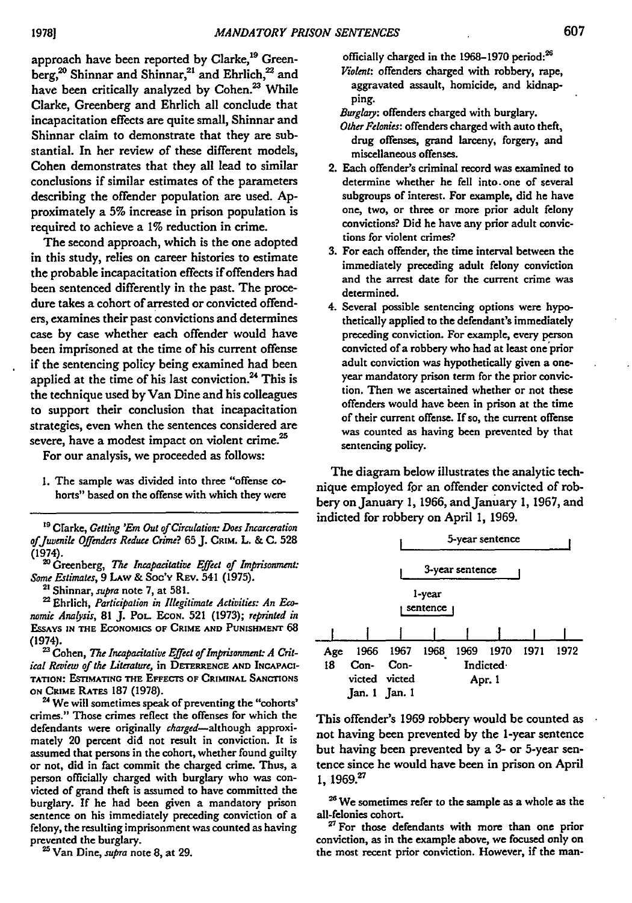approach have been reported by Clarke,[19] Greenberg,[20] Shinnar and Shinnar,[21] and Ehrlich,[22] and have been critically analyzed by Cohen.[23] While Clarke, Greenberg and Ehrlich all conclude that incapacitation effects are quite small, Shinnar and Shinnar claim to demonstrate that they are substantial. In her review of these different models, Cohen demonstrates that they all lead to similar conclusions if similar estimates of the parameters describing the offender population are used. Approximately a 5% increase in prison population is required to achieve a 1% reduction in crime.

The second approach, which is the one adopted in this study, relies on career histories to estimate the probable incapacitation effects if offenders had been sentenced differently in the past. The procedure takes a cohort of arrested or convicted offenders, examines their past convictions and determines case by case whether each offender would have been imprisoned at the time of his current offense if the sentencing policy being examined had been applied at the time of his last conviction.[24] This is the technique used by Van Dine and his colleagues to support their conclusion that incapacitation strategies, even when the sentences considered are severe, have a modest impact on violent crime.[25]

For our analysis, we proceeded as follows:

1. The sample was divided into three "offense cohorts" based on the offense with which they were officially charged in the 1968–1970 period:[26]
   *Violent*: offenders charged with robbery, rape, aggravated assault, homicide, and kidnapping.
   *Burglary*: offenders charged with burglary.
   *Other Felonies*: offenders charged with auto theft, drug offenses, grand larceny, forgery, and miscellaneous offenses.
2. Each offender's criminal record was examined to determine whether he fell into one of several subgroups of interest. For example, did he have one, two, or three or more prior adult felony convictions? Did he have any prior adult convictions for violent crimes?
3. For each offender, the time interval between the immediately preceding adult felony conviction and the arrest date for the current crime was determined.
4. Several possible sentencing options were hypothetically applied to the defendant's immediately preceding conviction. For example, every person convicted of a robbery who had at least one prior adult conviction was hypothetically given a one-year mandatory prison term for the prior conviction. Then we ascertained whether or not these offenders would have been in prison at the time of their current offense. If so, the current offense was counted as having been prevented by that sentencing policy.

The diagram below illustrates the analytic technique employed for an offender convicted of robbery on January 1, 1966, and January 1, 1967, and indicted for robbery on April 1, 1969.

```
                   |            5-year sentence              |
                   |      3-year sentence       |
                   |  1-year   |
                   | sentence  |
  |       |        |       |        |        |        |       |
 Age    1966     1967    1968     1969     1970     1971    1972
 18     Con-     Con-             Indicted
        victed   victed           Apr. 1
        Jan. 1   Jan. 1
```

This offender's 1969 robbery would be counted as not having been prevented by the 1-year sentence but having been prevented by a 3- or 5-year sentence since he would have been in prison on April 1, 1969.[27]

---

[19] Clarke, *Getting 'Em Out of Circulation: Does Incarceration of Juvenile Offenders Reduce Crime?* 65 J. CRIM. L. & C. 528 (1974).

[20] Greenberg, *The Incapacitative Effect of Imprisonment: Some Estimates*, 9 LAW & SOC'Y REV. 541 (1975).

[21] Shinnar, *supra* note 7, at 581.

[22] Ehrlich, *Participation in Illegitimate Activities: An Economic Analysis*, 81 J. POL. ECON. 521 (1973); *reprinted in* ESSAYS IN THE ECONOMICS OF CRIME AND PUNISHMENT 68 (1974).

[23] Cohen, *The Incapacitative Effect of Imprisonment: A Critical Review of the Literature*, in DETERRENCE AND INCAPACITATION: ESTIMATING THE EFFECTS OF CRIMINAL SANCTIONS ON CRIME RATES 187 (1978).

[24] We will sometimes speak of preventing the "cohorts' crimes." Those crimes reflect the offenses for which the defendants were originally *charged*—although approximately 20 percent did not result in conviction. It is assumed that persons in the cohort, whether found guilty or not, did in fact commit the charged crime. Thus, a person officially charged with burglary who was convicted of grand theft is assumed to have committed the burglary. If he had been given a mandatory prison sentence on his immediately preceding conviction of a felony, the resulting imprisonment was counted as having prevented the burglary.

[25] Van Dine, *supra* note 8, at 29.

[26] We sometimes refer to the sample as a whole as the all-felonies cohort.

[27] For those defendants with more than one prior conviction, as in the example above, we focused only on the most recent prior conviction. However, if the man-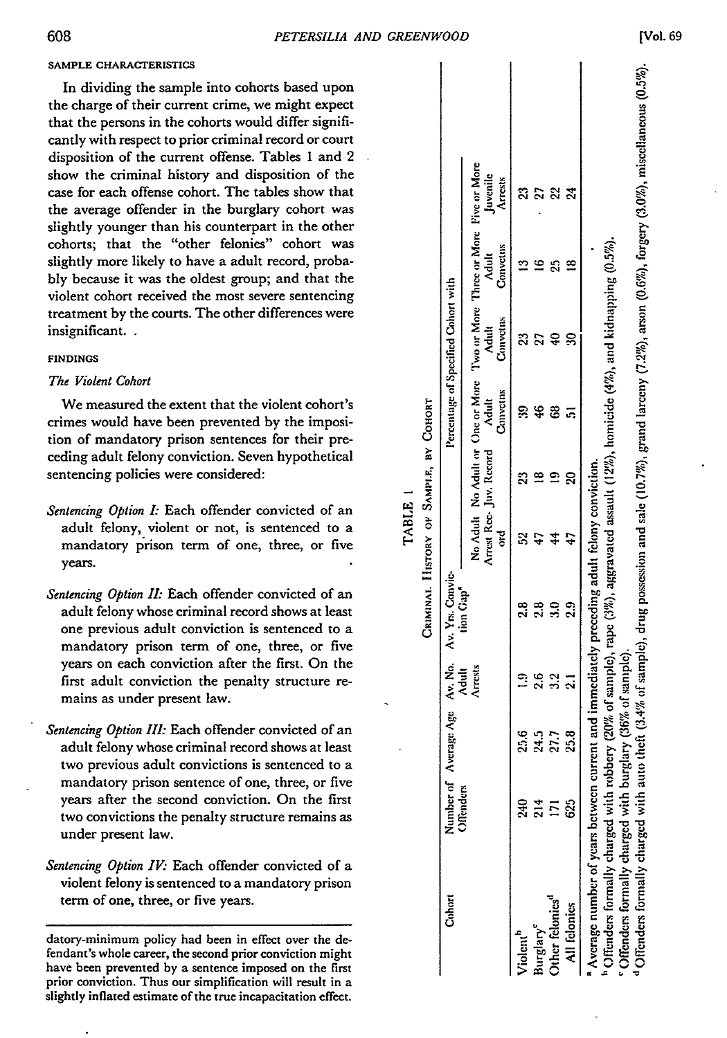### SAMPLE CHARACTERISTICS

In dividing the sample into cohorts based upon the charge of their current crime, we might expect that the persons in the cohorts would differ significantly with respect to prior criminal record or court disposition of the current offense. Tables 1 and 2 show the criminal history and disposition of the case for each offense cohort. The tables show that the average offender in the burglary cohort was slightly younger than his counterpart in the other cohorts; that the "other felonies" cohort was slightly more likely to have a adult record, probably because it was the oldest group; and that the violent cohort received the most severe sentencing treatment by the courts. The other differences were insignificant. .

### FINDINGS

#### *The Violent Cohort*

We measured the extent that the violent cohort's crimes would have been prevented by the imposition of mandatory prison sentences for their preceding adult felony conviction. Seven hypothetical sentencing policies were considered:

*Sentencing Option I:* Each offender convicted of an adult felony, violent or not, is sentenced to a mandatory prison term of one, three, or five years.

*Sentencing Option II:* Each offender convicted of an adult felony whose criminal record shows at least one previous adult conviction is sentenced to a mandatory prison term of one, three, or five years on each conviction after the first. On the first adult conviction the penalty structure remains as under present law.

*Sentencing Option III:* Each offender convicted of an adult felony whose criminal record shows at least two previous adult convictions is sentenced to a mandatory prison sentence of one, three, or five years after the second conviction. On the first two convictions the penalty structure remains as under present law.

*Sentencing Option IV:* Each offender convicted of a violent felony is sentenced to a mandatory prison term of one, three, or five years.

TABLE 1

CRIMINAL HISTORY OF SAMPLE, BY COHORT

| Cohort | Number of Offenders | Average Age | Av. No. Adult Arrests | Av. Yrs. Conviction Gap[a] | Percentage of Specified Cohort with | | | | | |
|---|---|---|---|---|---|---|---|---|---|---|
| | | | | | No Adult Arrest Record | No Adult or Juv. Record | One or More Adult Convctns | Two or More Adult Convctns | Three or More Adult Convctns | Five or More Juvenile Arrests |
| Violent[b] | 240 | 25.6 | 1.9 | 2.8 | 52 | 23 | 39 | 23 | 13 | 23 |
| Burglary[c] | 214 | 24.5 | 2.6 | 2.8 | 47 | 18 | 46 | 27 | 16 | 27 |
| Other felonies[d] | 171 | 27.7 | 3.2 | 3.0 | 44 | 19 | 68 | 40 | 25 | 22 |
| All felonies | 625 | 25.8 | 2.1 | 2.9 | 47 | 20 | 51 | 30 | 18 | 24 |

[a] Average number of years between current and immediately preceding adult felony conviction.
[b] Offenders formally charged with robbery (20% of sample), rape (3%), aggravated assault (12%), homicide (4%), and kidnapping (0.5%).
[c] Offenders formally charged with burglary (36% of sample).
[d] Offenders formally charged with auto theft (3.4% of sample), drug possession and sale (10.7%), grand larceny (7.2%), arson (0.6%), forgery (3.0%), miscellaneous (0.5%).

datory-minimum policy had been in effect over the defendant's whole career, the second prior conviction might have been prevented by a sentence imposed on the first prior conviction. Thus our simplification will result in a slightly inflated estimate of the true incapacitation effect.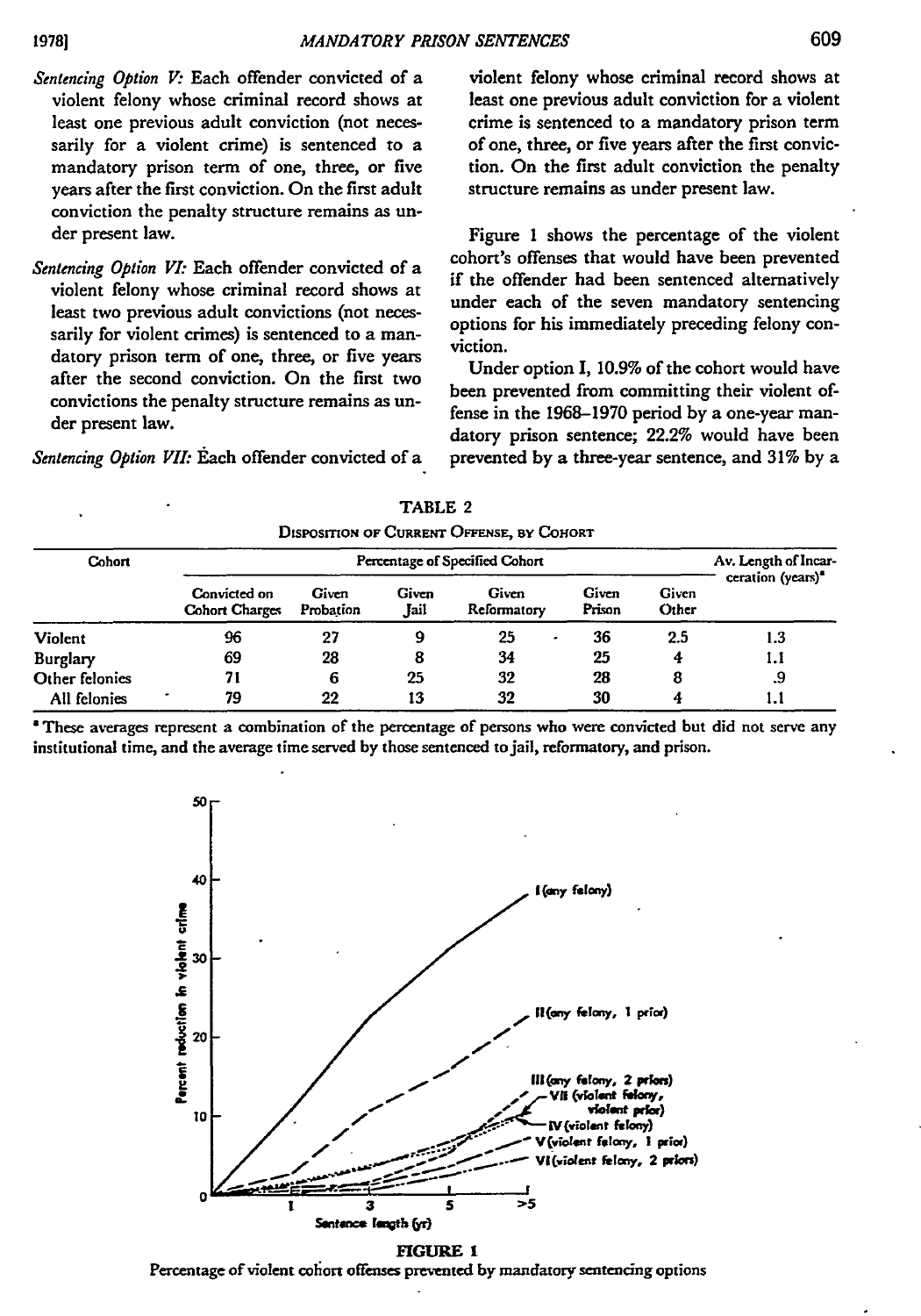*Sentencing Option V:* Each offender convicted of a violent felony whose criminal record shows at least one previous adult conviction (not necessarily for a violent crime) is sentenced to a mandatory prison term of one, three, or five years after the first conviction. On the first adult conviction the penalty structure remains as under present law.

*Sentencing Option VI:* Each offender convicted of a violent felony whose criminal record shows at least two previous adult convictions (not necessarily for violent crimes) is sentenced to a mandatory prison term of one, three, or five years after the second conviction. On the first two convictions the penalty structure remains as under present law.

*Sentencing Option VII:* Each offender convicted of a violent felony whose criminal record shows at least one previous adult conviction for a violent crime is sentenced to a mandatory prison term of one, three, or five years after the first conviction. On the first adult conviction the penalty structure remains as under present law.

Figure 1 shows the percentage of the violent cohort's offenses that would have been prevented if the offender had been sentenced alternatively under each of the seven mandatory sentencing options for his immediately preceding felony conviction.

Under option I, 10.9% of the cohort would have been prevented from committing their violent offense in the 1968–1970 period by a one-year mandatory prison sentence; 22.2% would have been prevented by a three-year sentence, and 31% by a

TABLE 2

DISPOSITION OF CURRENT OFFENSE, BY COHORT

| Cohort | Percentage of Specified Cohort | | | | | | Av. Length of Incarceration (years)[a] |
|---|---|---|---|---|---|---|---|
| | Convicted on Cohort Charges | Given Probation | Given Jail | Given Reformatory | Given Prison | Given Other | |
| Violent | 96 | 27 | 9 | 25 | 36 | 2.5 | 1.3 |
| Burglary | 69 | 28 | 8 | 34 | 25 | 4 | 1.1 |
| Other felonies | 71 | 6 | 25 | 32 | 28 | 8 | .9 |
| All felonies | 79 | 22 | 13 | 32 | 30 | 4 | 1.1 |

[a] These averages represent a combination of the percentage of persons who were convicted but did not serve any institutional time, and the average time served by those sentenced to jail, reformatory, and prison.

FIGURE 1

Percentage of violent cohort offenses prevented by mandatory sentencing options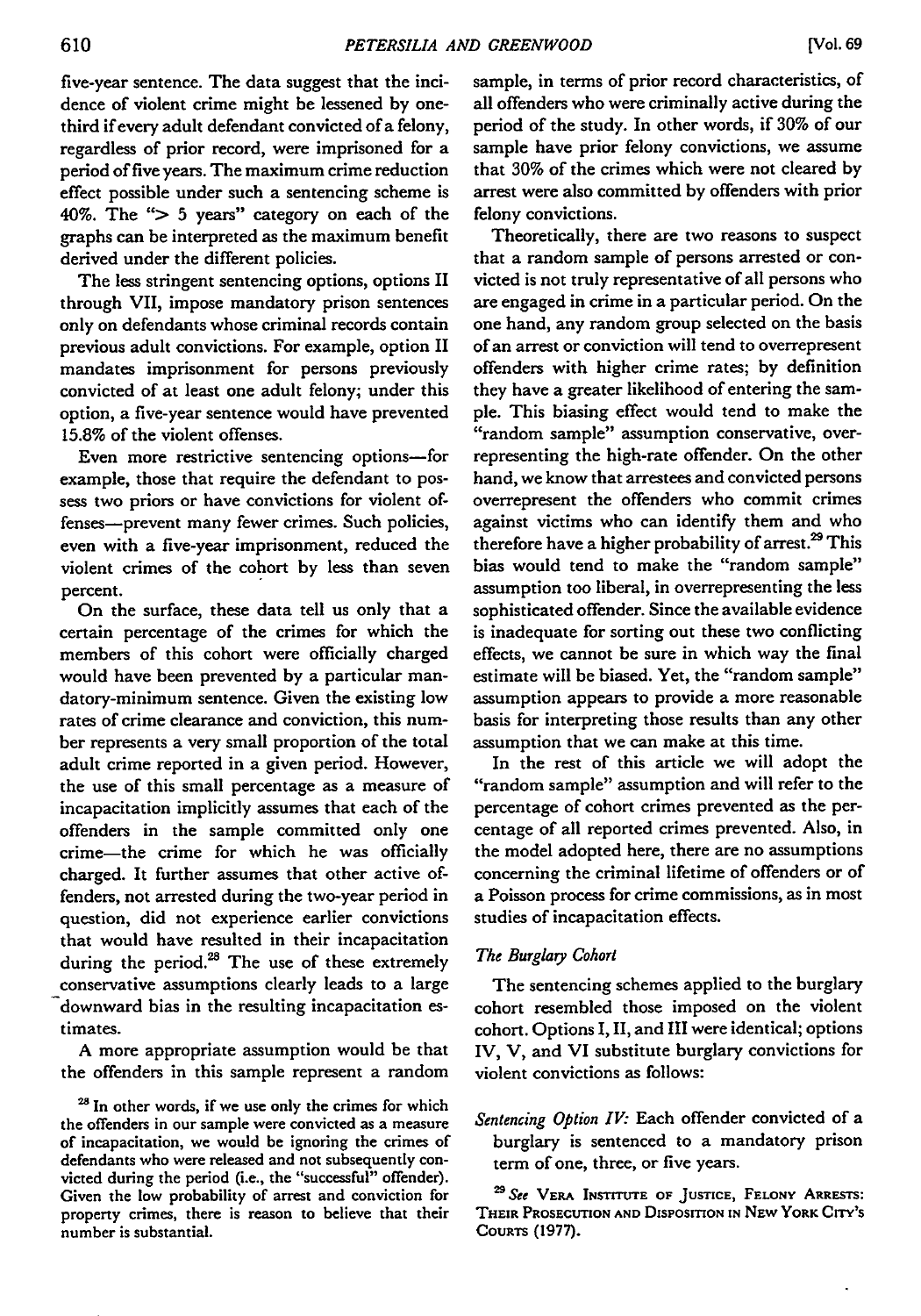five-year sentence. The data suggest that the incidence of violent crime might be lessened by one-third if every adult defendant convicted of a felony, regardless of prior record, were imprisoned for a period of five years. The maximum crime reduction effect possible under such a sentencing scheme is 40%. The "> 5 years" category on each of the graphs can be interpreted as the maximum benefit derived under the different policies.

The less stringent sentencing options, options II through VII, impose mandatory prison sentences only on defendants whose criminal records contain previous adult convictions. For example, option II mandates imprisonment for persons previously convicted of at least one adult felony; under this option, a five-year sentence would have prevented 15.8% of the violent offenses.

Even more restrictive sentencing options—for example, those that require the defendant to possess two priors or have convictions for violent offenses—prevent many fewer crimes. Such policies, even with a five-year imprisonment, reduced the violent crimes of the cohort by less than seven percent.

On the surface, these data tell us only that a certain percentage of the crimes for which the members of this cohort were officially charged would have been prevented by a particular mandatory-minimum sentence. Given the existing low rates of crime clearance and conviction, this number represents a very small proportion of the total adult crime reported in a given period. However, the use of this small percentage as a measure of incapacitation implicitly assumes that each of the offenders in the sample committed only one crime—the crime for which he was officially charged. It further assumes that other active offenders, not arrested during the two-year period in question, did not experience earlier convictions that would have resulted in their incapacitation during the period.[28] The use of these extremely conservative assumptions clearly leads to a large downward bias in the resulting incapacitation estimates.

A more appropriate assumption would be that the offenders in this sample represent a random sample, in terms of prior record characteristics, of all offenders who were criminally active during the period of the study. In other words, if 30% of our sample have prior felony convictions, we assume that 30% of the crimes which were not cleared by arrest were also committed by offenders with prior felony convictions.

Theoretically, there are two reasons to suspect that a random sample of persons arrested or convicted is not truly representative of all persons who are engaged in crime in a particular period. On the one hand, any random group selected on the basis of an arrest or conviction will tend to overrepresent offenders with higher crime rates; by definition they have a greater likelihood of entering the sample. This biasing effect would tend to make the "random sample" assumption conservative, overrepresenting the high-rate offender. On the other hand, we know that arrestees and convicted persons overrepresent the offenders who commit crimes against victims who can identify them and who therefore have a higher probability of arrest.[29] This bias would tend to make the "random sample" assumption too liberal, in overrepresenting the less sophisticated offender. Since the available evidence is inadequate for sorting out these two conflicting effects, we cannot be sure in which way the final estimate will be biased. Yet, the "random sample" assumption appears to provide a more reasonable basis for interpreting those results than any other assumption that we can make at this time.

In the rest of this article we will adopt the "random sample" assumption and will refer to the percentage of cohort crimes prevented as the percentage of all reported crimes prevented. Also, in the model adopted here, there are no assumptions concerning the criminal lifetime of offenders or of a Poisson process for crime commissions, as in most studies of incapacitation effects.

### *The Burglary Cohort*

The sentencing schemes applied to the burglary cohort resembled those imposed on the violent cohort. Options I, II, and III were identical; options IV, V, and VI substitute burglary convictions for violent convictions as follows:

*Sentencing Option IV:* Each offender convicted of a burglary is sentenced to a mandatory prison term of one, three, or five years.

[28] In other words, if we use only the crimes for which the offenders in our sample were convicted as a measure of incapacitation, we would be ignoring the crimes of defendants who were released and not subsequently convicted during the period (i.e., the "successful" offender). Given the low probability of arrest and conviction for property crimes, there is reason to believe that their number is substantial.

[29] *See* VERA INSTITUTE OF JUSTICE, FELONY ARRESTS: THEIR PROSECUTION AND DISPOSITION IN NEW YORK CITY'S COURTS (1977).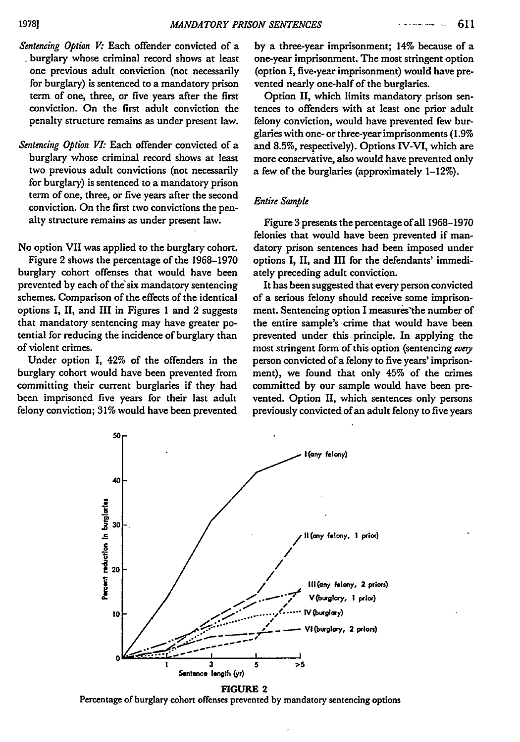*Sentencing Option V:* Each offender convicted of a burglary whose criminal record shows at least one previous adult conviction (not necessarily for burglary) is sentenced to a mandatory prison term of one, three, or five years after the first conviction. On the first adult conviction the penalty structure remains as under present law.

*Sentencing Option VI:* Each offender convicted of a burglary whose criminal record shows at least two previous adult convictions (not necessarily for burglary) is sentenced to a mandatory prison term of one, three, or five years after the second conviction. On the first two convictions the penalty structure remains as under present law.

No option VII was applied to the burglary cohort.

Figure 2 shows the percentage of the 1968–1970 burglary cohort offenses that would have been prevented by each of the six mandatory sentencing schemes. Comparison of the effects of the identical options I, II, and III in Figures 1 and 2 suggests that mandatory sentencing may have greater potential for reducing the incidence of burglary than of violent crimes.

Under option I, 42% of the offenders in the burglary cohort would have been prevented from committing their current burglaries if they had been imprisoned five years for their last adult felony conviction; 31% would have been prevented by a three-year imprisonment; 14% because of a one-year imprisonment. The most stringent option (option I, five-year imprisonment) would have prevented nearly one-half of the burglaries.

Option II, which limits mandatory prison sentences to offenders with at least one prior adult felony conviction, would have prevented few burglaries with one- or three-year imprisonments (1.9% and 8.5%, respectively). Options IV-VI, which are more conservative, also would have prevented only a few of the burglaries (approximately 1–12%).

*Entire Sample*

Figure 3 presents the percentage of all 1968–1970 felonies that would have been prevented if mandatory prison sentences had been imposed under options I, II, and III for the defendants' immediately preceding adult conviction.

It has been suggested that every person convicted of a serious felony should receive some imprisonment. Sentencing option I measures the number of the entire sample's crime that would have been prevented under this principle. In applying the most stringent form of this option (sentencing *every* person convicted of a felony to five years' imprisonment), we found that only 45% of the crimes committed by our sample would have been prevented. Option II, which sentences only persons previously convicted of an adult felony to five years

**FIGURE 2**
Percentage of burglary cohort offenses prevented by mandatory sentencing options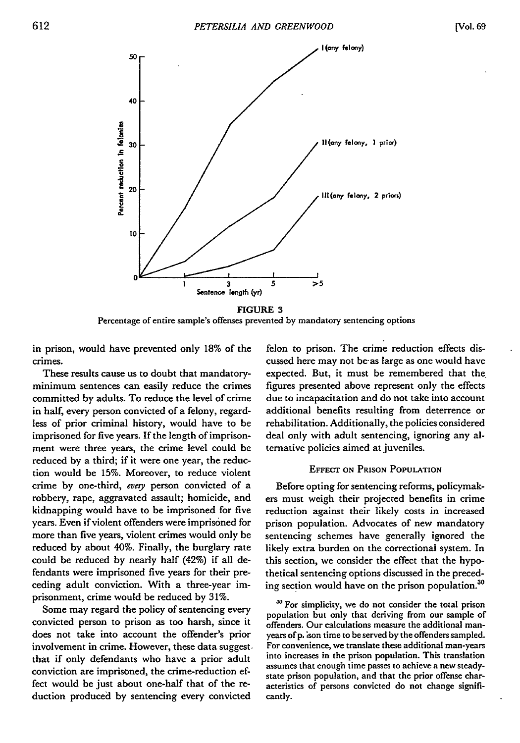**FIGURE 3**

Percentage of entire sample's offenses prevented by mandatory sentencing options

in prison, would have prevented only 18% of the crimes.

These results cause us to doubt that mandatory-minimum sentences can easily reduce the crimes committed by adults. To reduce the level of crime in half, every person convicted of a felony, regardless of prior criminal history, would have to be imprisoned for five years. If the length of imprisonment were three years, the crime level could be reduced by a third; if it were one year, the reduction would be 15%. Moreover, to reduce violent crime by one-third, *every* person convicted of a robbery, rape, aggravated assault; homicide, and kidnapping would have to be imprisoned for five years. Even if violent offenders were imprisoned for more than five years, violent crimes would only be reduced by about 40%. Finally, the burglary rate could be reduced by nearly half (42%) if all defendants were imprisoned five years for their preceding adult conviction. With a three-year imprisonment, crime would be reduced by 31%.

Some may regard the policy of sentencing every convicted person to prison as too harsh, since it does not take into account the offender's prior involvement in crime. However, these data suggest that if only defendants who have a prior adult conviction are imprisoned, the crime-reduction effect would be just about one-half that of the reduction produced by sentencing every convicted felon to prison. The crime reduction effects discussed here may not be as large as one would have expected. But, it must be remembered that the figures presented above represent only the effects due to incapacitation and do not take into account additional benefits resulting from deterrence or rehabilitation. Additionally, the policies considered deal only with adult sentencing, ignoring any alternative policies aimed at juveniles.

## EFFECT ON PRISON POPULATION

Before opting for sentencing reforms, policymakers must weigh their projected benefits in crime reduction against their likely costs in increased prison population. Advocates of new mandatory sentencing schemes have generally ignored the likely extra burden on the correctional system. In this section, we consider the effect that the hypothetical sentencing options discussed in the preceding section would have on the prison population.[30]

[30] For simplicity, we do not consider the total prison population but only that deriving from our sample of offenders. Our calculations measure the additional man-years of prison time to be served by the offenders sampled. For convenience, we translate these additional man-years into increases in the prison population. This translation assumes that enough time passes to achieve a new steady-state prison population, and that the prior offense characteristics of persons convicted do not change significantly.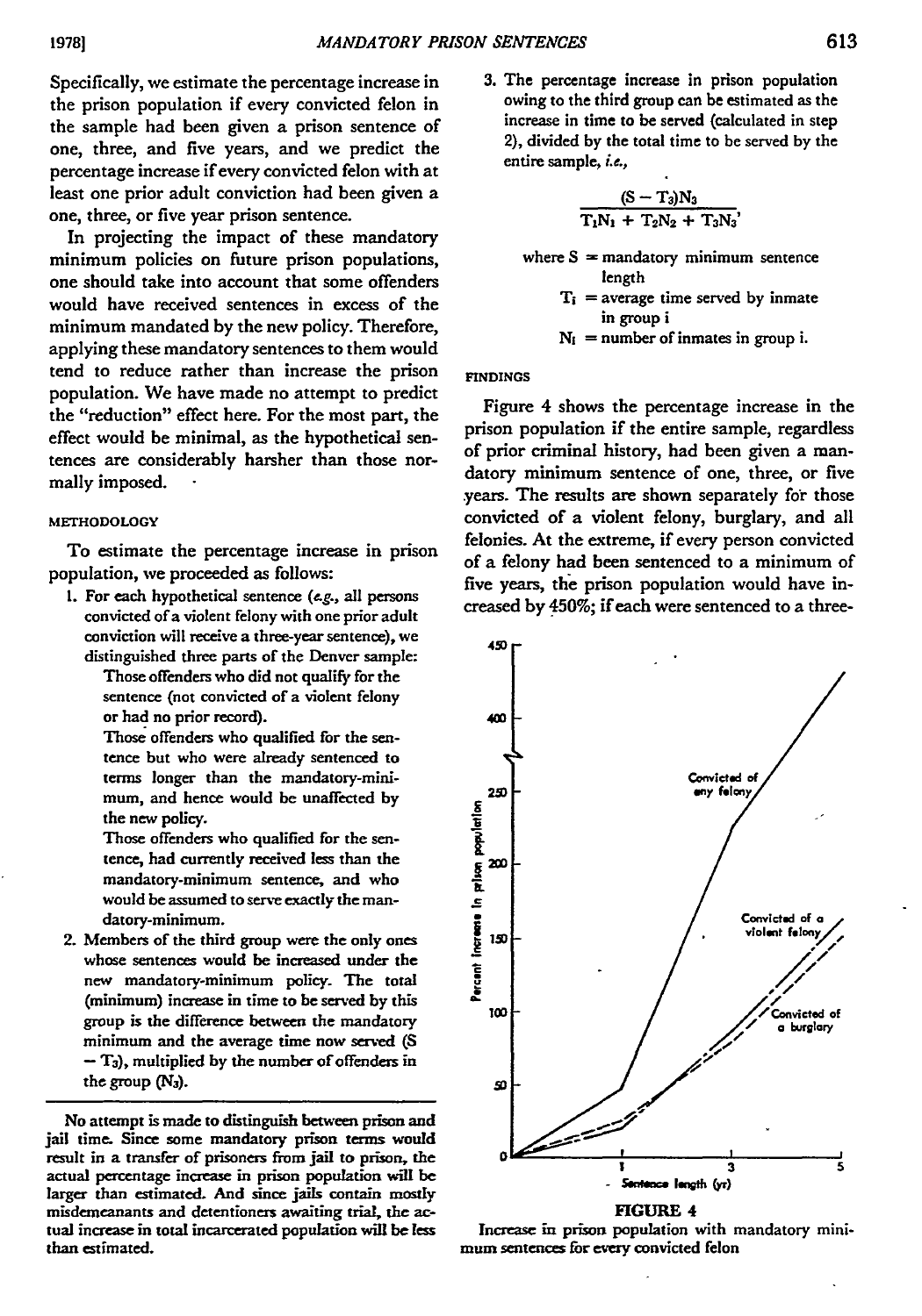Specifically, we estimate the percentage increase in the prison population if every convicted felon in the sample had been given a prison sentence of one, three, and five years, and we predict the percentage increase if every convicted felon with at least one prior adult conviction had been given a one, three, or five year prison sentence.

In projecting the impact of these mandatory minimum policies on future prison populations, one should take into account that some offenders would have received sentences in excess of the minimum mandated by the new policy. Therefore, applying these mandatory sentences to them would tend to reduce rather than increase the prison population. We have made no attempt to predict the "reduction" effect here. For the most part, the effect would be minimal, as the hypothetical sentences are considerably harsher than those normally imposed.

### METHODOLOGY

To estimate the percentage increase in prison population, we proceeded as follows:

1. For each hypothetical sentence (*e.g.*, all persons convicted of a violent felony with one prior adult conviction will receive a three-year sentence), we distinguished three parts of the Denver sample:

   Those offenders who did not qualify for the sentence (not convicted of a violent felony or had no prior record).

   Those offenders who qualified for the sentence but who were already sentenced to terms longer than the mandatory-minimum, and hence would be unaffected by the new policy.

   Those offenders who qualified for the sentence, had currently received less than the mandatory-minimum sentence, and who would be assumed to serve exactly the mandatory-minimum.

2. Members of the third group were the only ones whose sentences would be increased under the new mandatory-minimum policy. The total (minimum) increase in time to be served by this group is the difference between the mandatory minimum and the average time now served ($S - T_3$), multiplied by the number of offenders in the group ($N_3$).

3. The percentage increase in prison population owing to the third group can be estimated as the increase in time to be served (calculated in step 2), divided by the total time to be served by the entire sample, *i.e.*,

$$\frac{(S - T_3)N_3}{T_1N_1 + T_2N_2 + T_3N_3},$$

where $S$ = mandatory minimum sentence length
$T_i$ = average time served by inmate in group i
$N_i$ = number of inmates in group i.

No attempt is made to distinguish between prison and jail time. Since some mandatory prison terms would result in a transfer of prisoners from jail to prison, the actual percentage increase in prison population will be larger than estimated. And since jails contain mostly misdemeanants and detentioners awaiting trial, the actual increase in total incarcerated population will be less than estimated.

### FINDINGS

Figure 4 shows the percentage increase in the prison population if the entire sample, regardless of prior criminal history, had been given a mandatory minimum sentence of one, three, or five years. The results are shown separately for those convicted of a violent felony, burglary, and all felonies. At the extreme, if every person convicted of a felony had been sentenced to a minimum of five years, the prison population would have increased by 450%; if each were sentenced to a three-

FIGURE 4
Increase in prison population with mandatory minimum sentences for every convicted felon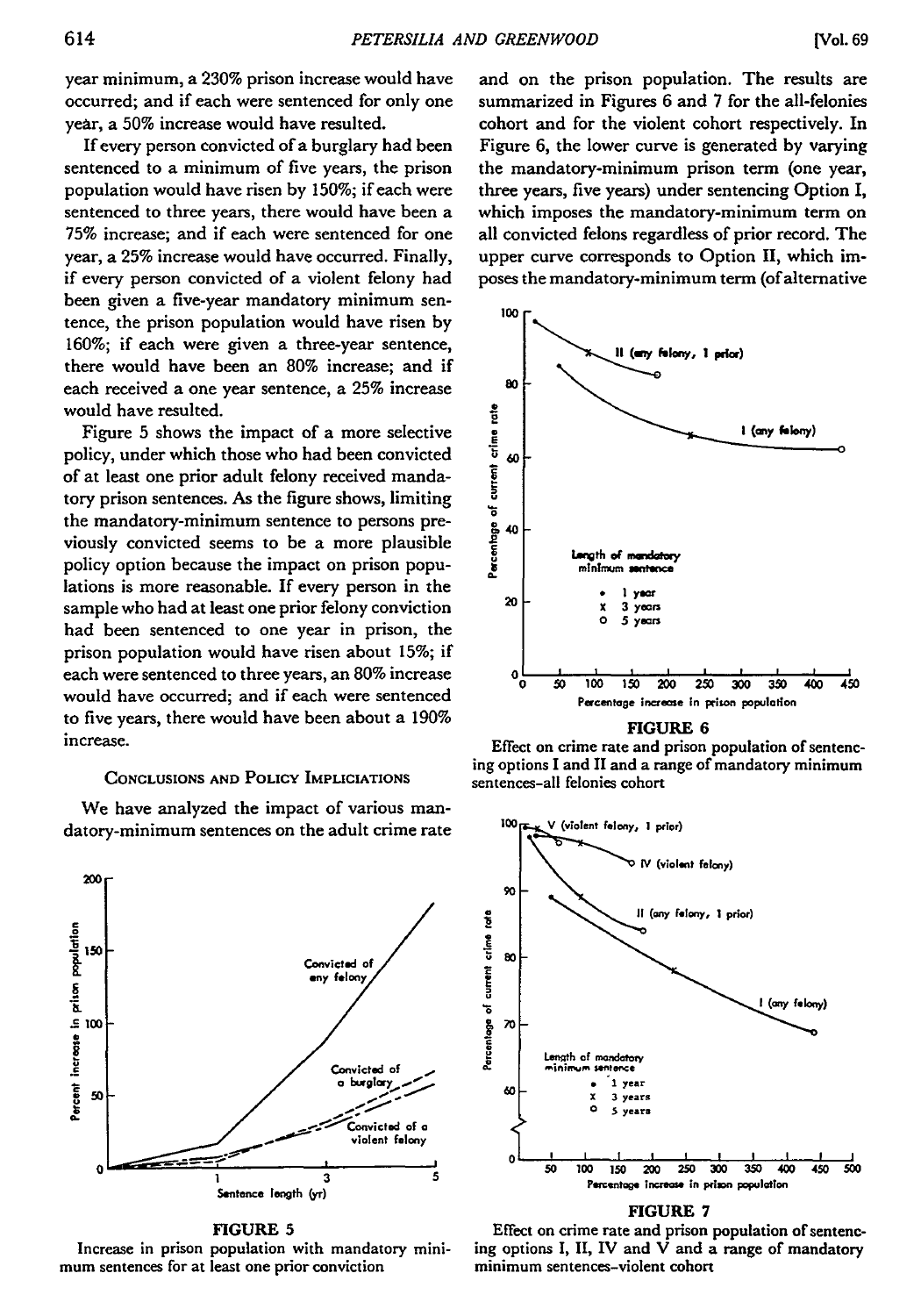year minimum, a 230% prison increase would have occurred; and if each were sentenced for only one year, a 50% increase would have resulted.

If every person convicted of a burglary had been sentenced to a minimum of five years, the prison population would have risen by 150%; if each were sentenced to three years, there would have been a 75% increase; and if each were sentenced for one year, a 25% increase would have occurred. Finally, if every person convicted of a violent felony had been given a five-year mandatory minimum sentence, the prison population would have risen by 160%; if each were given a three-year sentence, there would have been an 80% increase; and if each received a one year sentence, a 25% increase would have resulted.

Figure 5 shows the impact of a more selective policy, under which those who had been convicted of at least one prior adult felony received mandatory prison sentences. As the figure shows, limiting the mandatory-minimum sentence to persons previously convicted seems to be a more plausible policy option because the impact on prison populations is more reasonable. If every person in the sample who had at least one prior felony conviction had been sentenced to one year in prison, the prison population would have risen about 15%; if each were sentenced to three years, an 80% increase would have occurred; and if each were sentenced to five years, there would have been about a 190% increase.

## Conclusions and Policy Impliciations

We have analyzed the impact of various mandatory-minimum sentences on the adult crime rate and on the prison population. The results are summarized in Figures 6 and 7 for the all-felonies cohort and for the violent cohort respectively. In Figure 6, the lower curve is generated by varying the mandatory-minimum prison term (one year, three years, five years) under sentencing Option I, which imposes the mandatory-minimum term on all convicted felons regardless of prior record. The upper curve corresponds to Option II, which imposes the mandatory-minimum term (of alternative

FIGURE 5

Increase in prison population with mandatory minimum sentences for at least one prior conviction

FIGURE 6

Effect on crime rate and prison population of sentencing options I and II and a range of mandatory minimum sentences–all felonies cohort

FIGURE 7

Effect on crime rate and prison population of sentencing options I, II, IV and V and a range of mandatory minimum sentences–violent cohort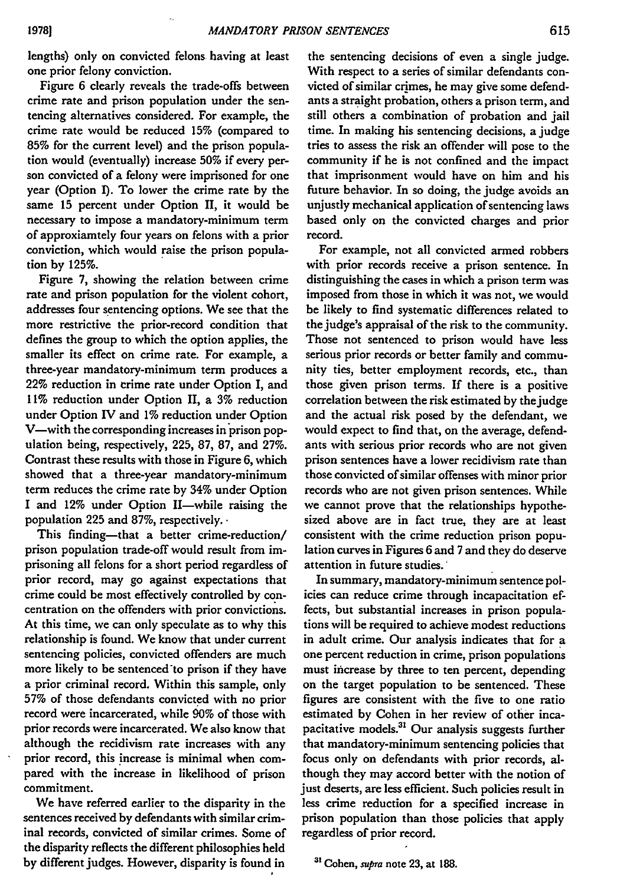lengths) only on convicted felons having at least one prior felony conviction.

Figure 6 clearly reveals the trade-offs between crime rate and prison population under the sentencing alternatives considered. For example, the crime rate would be reduced 15% (compared to 85% for the current level) and the prison population would (eventually) increase 50% if every person convicted of a felony were imprisoned for one year (Option I). To lower the crime rate by the same 15 percent under Option II, it would be necessary to impose a mandatory-minimum term of approxiamtely four years on felons with a prior conviction, which would raise the prison population by 125%.

Figure 7, showing the relation between crime rate and prison population for the violent cohort, addresses four sentencing options. We see that the more restrictive the prior-record condition that defines the group to which the option applies, the smaller its effect on crime rate. For example, a three-year mandatory-minimum term produces a 22% reduction in crime rate under Option I, and 11% reduction under Option II, a 3% reduction under Option IV and 1% reduction under Option V—with the corresponding increases in prison population being, respectively, 225, 87, 87, and 27%. Contrast these results with those in Figure 6, which showed that a three-year mandatory-minimum term reduces the crime rate by 34% under Option I and 12% under Option II—while raising the population 225 and 87%, respectively.

This finding—that a better crime-reduction/prison population trade-off would result from imprisoning all felons for a short period regardless of prior record, may go against expectations that crime could be most effectively controlled by concentration on the offenders with prior convictions. At this time, we can only speculate as to why this relationship is found. We know that under current sentencing policies, convicted offenders are much more likely to be sentenced to prison if they have a prior criminal record. Within this sample, only 57% of those defendants convicted with no prior record were incarcerated, while 90% of those with prior records were incarcerated. We also know that although the recidivism rate increases with any prior record, this increase is minimal when compared with the increase in likelihood of prison commitment.

We have referred earlier to the disparity in the sentences received by defendants with similar criminal records, convicted of similar crimes. Some of the disparity reflects the different philosophies held by different judges. However, disparity is found in the sentencing decisions of even a single judge. With respect to a series of similar defendants convicted of similar crimes, he may give some defendants a straight probation, others a prison term, and still others a combination of probation and jail time. In making his sentencing decisions, a judge tries to assess the risk an offender will pose to the community if he is not confined and the impact that imprisonment would have on him and his future behavior. In so doing, the judge avoids an unjustly mechanical application of sentencing laws based only on the convicted charges and prior record.

For example, not all convicted armed robbers with prior records receive a prison sentence. In distinguishing the cases in which a prison term was imposed from those in which it was not, we would be likely to find systematic differences related to the judge's appraisal of the risk to the community. Those not sentenced to prison would have less serious prior records or better family and community ties, better employment records, etc., than those given prison terms. If there is a positive correlation between the risk estimated by the judge and the actual risk posed by the defendant, we would expect to find that, on the average, defendants with serious prior records who are not given prison sentences have a lower recidivism rate than those convicted of similar offenses with minor prior records who are not given prison sentences. While we cannot prove that the relationships hypothesized above are in fact true, they are at least consistent with the crime reduction prison population curves in Figures 6 and 7 and they do deserve attention in future studies.

In summary, mandatory-minimum sentence policies can reduce crime through incapacitation effects, but substantial increases in prison populations will be required to achieve modest reductions in adult crime. Our analysis indicates that for a one percent reduction in crime, prison populations must increase by three to ten percent, depending on the target population to be sentenced. These figures are consistent with the five to one ratio estimated by Cohen in her review of other incapacitative models.[31] Our analysis suggests further that mandatory-minimum sentencing policies that focus only on defendants with prior records, although they may accord better with the notion of just deserts, are less efficient. Such policies result in less crime reduction for a specified increase in prison population than those policies that apply regardless of prior record.

[31] Cohen, *supra* note 23, at 188.